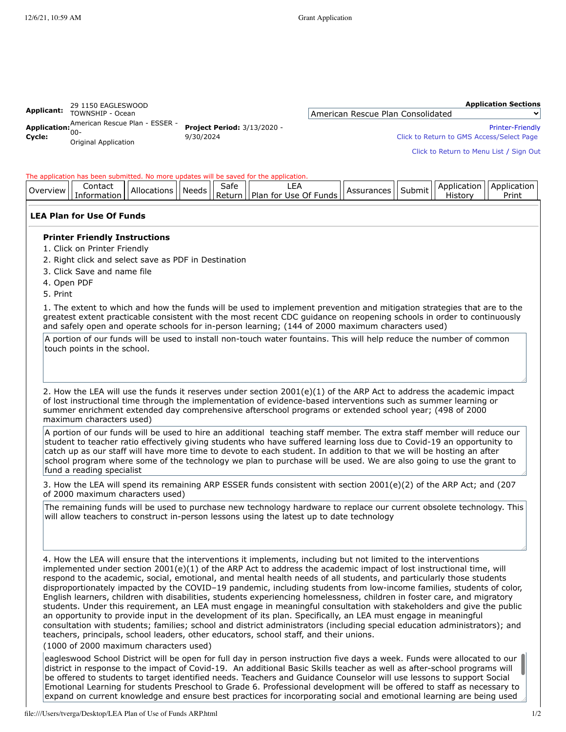**Applicant:** 29 1150 EAGLESWOOD TOWNSHIP - Ocean

**Application:** American Rescue Plan - ESSER - 00-

**Cycle:** Original Application

**Project Period:** 3/13/2020 - 9/30/2024

**Application Sections**

American Rescue Plan Consolidated

Printer-Friendly

Click to Return to GMS Access/Select Page

Click to Return to Menu List / Sign Out

The application has been submitted. No more updates will be saved for the application.

| Overview | Contact Information | Allocations | Needs | Safe Return | LEA Plan for Use Of Funds | Assurances | Submit | Application History | Application Print |
|---|---|---|---|---|---|---|---|---|---|

## LEA Plan for Use Of Funds

### Printer Friendly Instructions

1. Click on Printer Friendly
2. Right click and select save as PDF in Destination
3. Click Save and name file
4. Open PDF
5. Print

1. The extent to which and how the funds will be used to implement prevention and mitigation strategies that are to the greatest extent practicable consistent with the most recent CDC guidance on reopening schools in order to continuously and safely open and operate schools for in-person learning; (144 of 2000 maximum characters used)

> A portion of our funds will be used to install non-touch water fountains. This will help reduce the number of common touch points in the school.

2. How the LEA will use the funds it reserves under section 2001(e)(1) of the ARP Act to address the academic impact of lost instructional time through the implementation of evidence-based interventions such as summer learning or summer enrichment extended day comprehensive afterschool programs or extended school year; (498 of 2000 maximum characters used)

> A portion of our funds will be used to hire an additional teaching staff member. The extra staff member will reduce our student to teacher ratio effectively giving students who have suffered learning loss due to Covid-19 an opportunity to catch up as our staff will have more time to devote to each student. In addition to that we will be hosting an after school program where some of the technology we plan to purchase will be used. We are also going to use the grant to fund a reading specialist

3. How the LEA will spend its remaining ARP ESSER funds consistent with section 2001(e)(2) of the ARP Act; and (207 of 2000 maximum characters used)

> The remaining funds will be used to purchase new technology hardware to replace our current obsolete technology. This will allow teachers to construct in-person lessons using the latest up to date technology

4. How the LEA will ensure that the interventions it implements, including but not limited to the interventions implemented under section 2001(e)(1) of the ARP Act to address the academic impact of lost instructional time, will respond to the academic, social, emotional, and mental health needs of all students, and particularly those students disproportionately impacted by the COVID–19 pandemic, including students from low-income families, students of color, English learners, children with disabilities, students experiencing homelessness, children in foster care, and migratory students. Under this requirement, an LEA must engage in meaningful consultation with stakeholders and give the public an opportunity to provide input in the development of its plan. Specifically, an LEA must engage in meaningful consultation with students; families; school and district administrators (including special education administrators); and teachers, principals, school leaders, other educators, school staff, and their unions.

(1000 of 2000 maximum characters used)

> eagleswood School District will be open for full day in person instruction five days a week. Funds were allocated to our district in response to the impact of Covid-19. An additional Basic Skills teacher as well as after-school programs will be offered to students to target identified needs. Teachers and Guidance Counselor will use lessons to support Social Emotional Learning for students Preschool to Grade 6. Professional development will be offered to staff as necessary to expand on current knowledge and ensure best practices for incorporating social and emotional learning are being used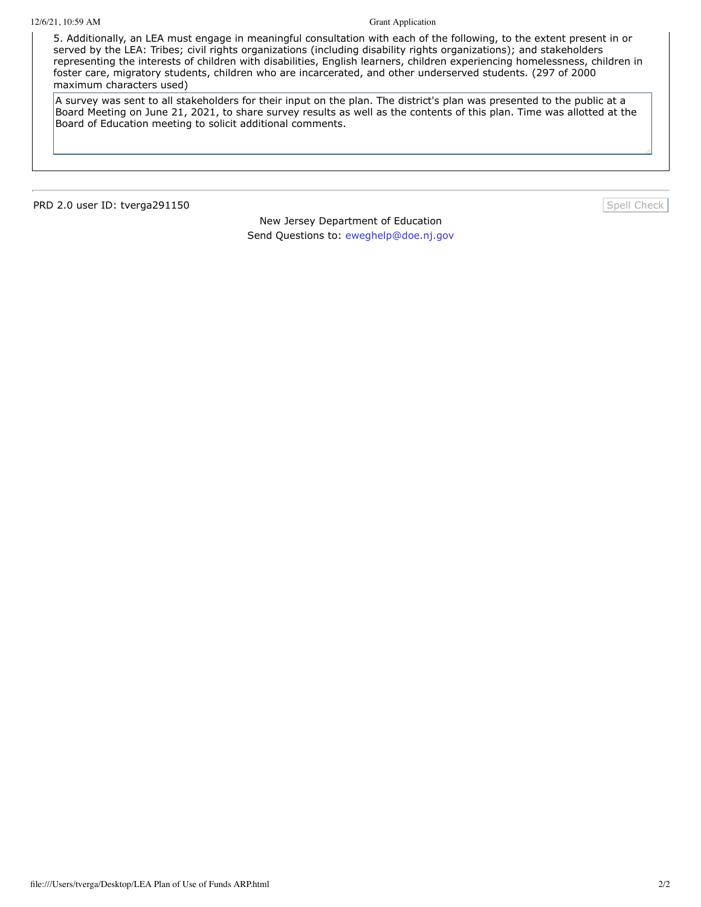5. Additionally, an LEA must engage in meaningful consultation with each of the following, to the extent present in or served by the LEA: Tribes; civil rights organizations (including disability rights organizations); and stakeholders representing the interests of children with disabilities, English learners, children experiencing homelessness, children in foster care, migratory students, children who are incarcerated, and other underserved students. (297 of 2000 maximum characters used)

A survey was sent to all stakeholders for their input on the plan. The district's plan was presented to the public at a Board Meeting on June 21, 2021, to share survey results as well as the contents of this plan. Time was allotted at the Board of Education meeting to solicit additional comments.

PRD 2.0 user ID: tverga291150

Spell Check

New Jersey Department of Education
Send Questions to: eweghelp@doe.nj.gov